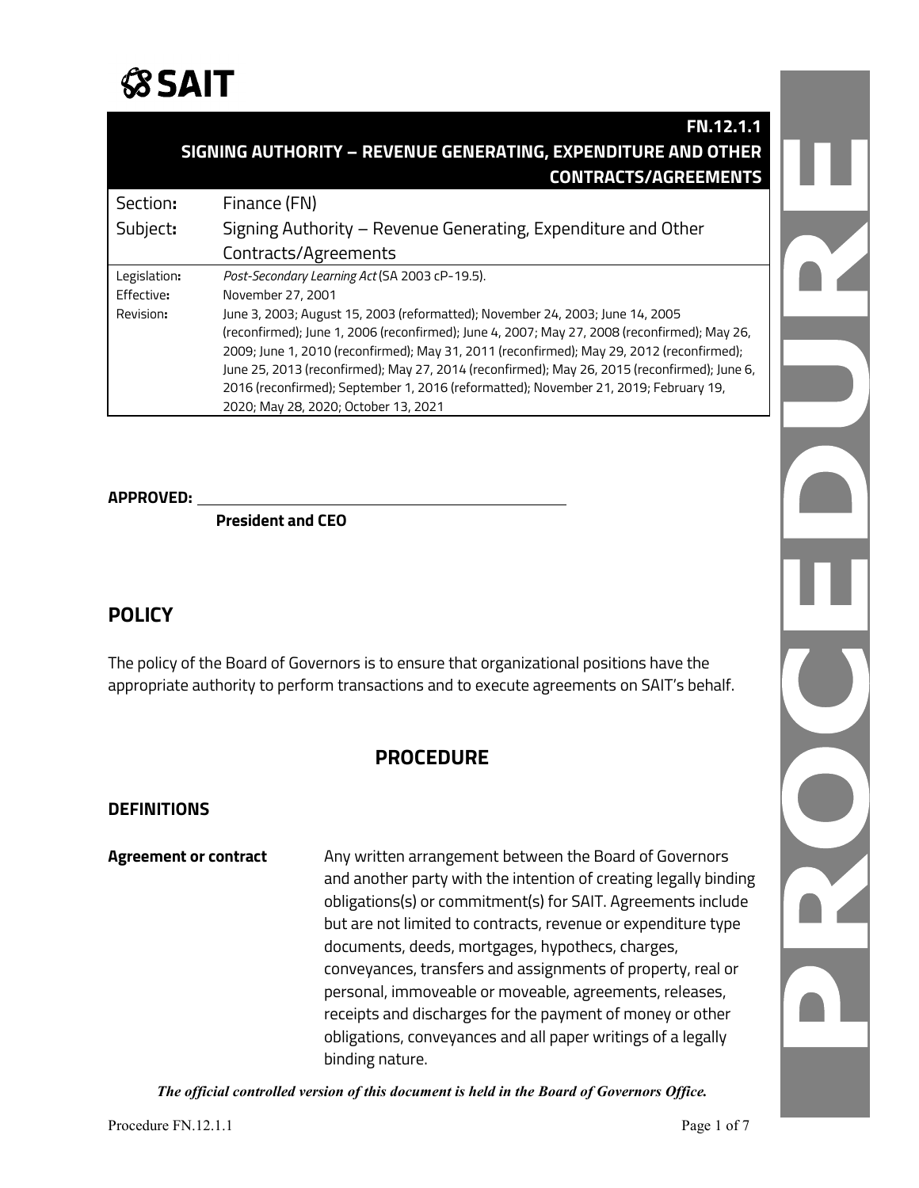# SAIT

**FN.12.1.1**
**SIGNING AUTHORITY – REVENUE GENERATING, EXPENDITURE AND OTHER CONTRACTS/AGREEMENTS**

| Section: | Finance (FN) |
| --- | --- |
| Subject: | Signing Authority – Revenue Generating, Expenditure and Other Contracts/Agreements |
| Legislation: | *Post-Secondary Learning Act* (SA 2003 cP-19.5). |
| Effective: | November 27, 2001 |
| Revision: | June 3, 2003; August 15, 2003 (reformatted); November 24, 2003; June 14, 2005 (reconfirmed); June 1, 2006 (reconfirmed); June 4, 2007; May 27, 2008 (reconfirmed); May 26, 2009; June 1, 2010 (reconfirmed); May 31, 2011 (reconfirmed); May 29, 2012 (reconfirmed); June 25, 2013 (reconfirmed); May 27, 2014 (reconfirmed); May 26, 2015 (reconfirmed); June 6, 2016 (reconfirmed); September 1, 2016 (reformatted); November 21, 2019; February 19, 2020; May 28, 2020; October 13, 2021 |

**APPROVED:** ______________________________

**President and CEO**

## POLICY

The policy of the Board of Governors is to ensure that organizational positions have the appropriate authority to perform transactions and to execute agreements on SAIT's behalf.

## PROCEDURE

### DEFINITIONS

**Agreement or contract** — Any written arrangement between the Board of Governors and another party with the intention of creating legally binding obligations(s) or commitment(s) for SAIT. Agreements include but are not limited to contracts, revenue or expenditure type documents, deeds, mortgages, hypothecs, charges, conveyances, transfers and assignments of property, real or personal, immoveable or moveable, agreements, releases, receipts and discharges for the payment of money or other obligations, conveyances and all paper writings of a legally binding nature.

*The official controlled version of this document is held in the Board of Governors Office.*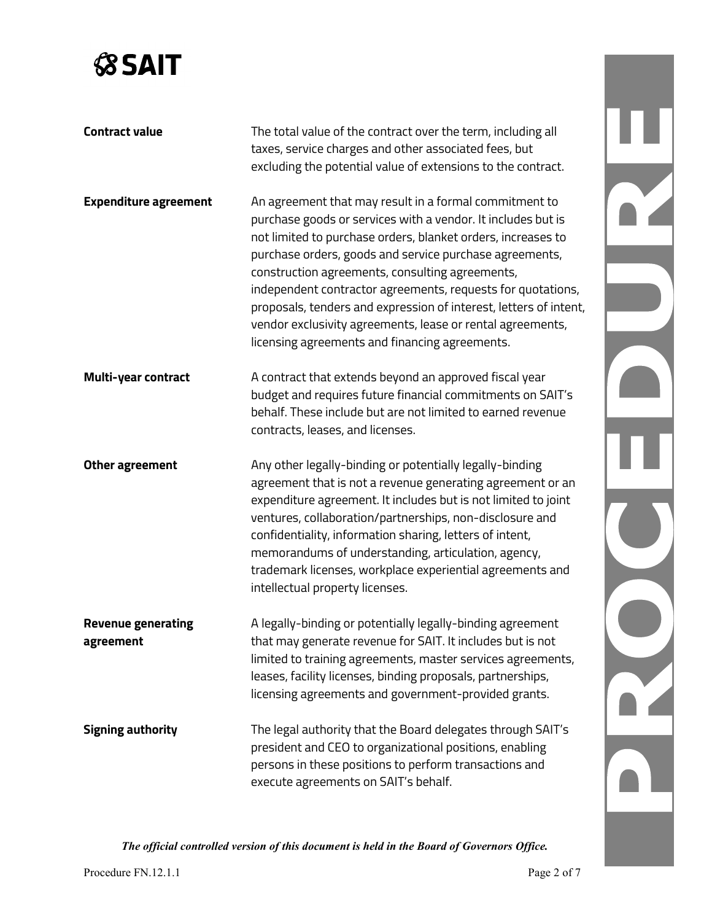| | |
|---|---|
| **Contract value** | The total value of the contract over the term, including all taxes, service charges and other associated fees, but excluding the potential value of extensions to the contract. |
| **Expenditure agreement** | An agreement that may result in a formal commitment to purchase goods or services with a vendor. It includes but is not limited to purchase orders, blanket orders, increases to purchase orders, goods and service purchase agreements, construction agreements, consulting agreements, independent contractor agreements, requests for quotations, proposals, tenders and expression of interest, letters of intent, vendor exclusivity agreements, lease or rental agreements, licensing agreements and financing agreements. |
| **Multi-year contract** | A contract that extends beyond an approved fiscal year budget and requires future financial commitments on SAIT's behalf. These include but are not limited to earned revenue contracts, leases, and licenses. |
| **Other agreement** | Any other legally-binding or potentially legally-binding agreement that is not a revenue generating agreement or an expenditure agreement. It includes but is not limited to joint ventures, collaboration/partnerships, non-disclosure and confidentiality, information sharing, letters of intent, memorandums of understanding, articulation, agency, trademark licenses, workplace experiential agreements and intellectual property licenses. |
| **Revenue generating agreement** | A legally-binding or potentially legally-binding agreement that may generate revenue for SAIT. It includes but is not limited to training agreements, master services agreements, leases, facility licenses, binding proposals, partnerships, licensing agreements and government-provided grants. |
| **Signing authority** | The legal authority that the Board delegates through SAIT's president and CEO to organizational positions, enabling persons in these positions to perform transactions and execute agreements on SAIT's behalf. |

***The official controlled version of this document is held in the Board of Governors Office.***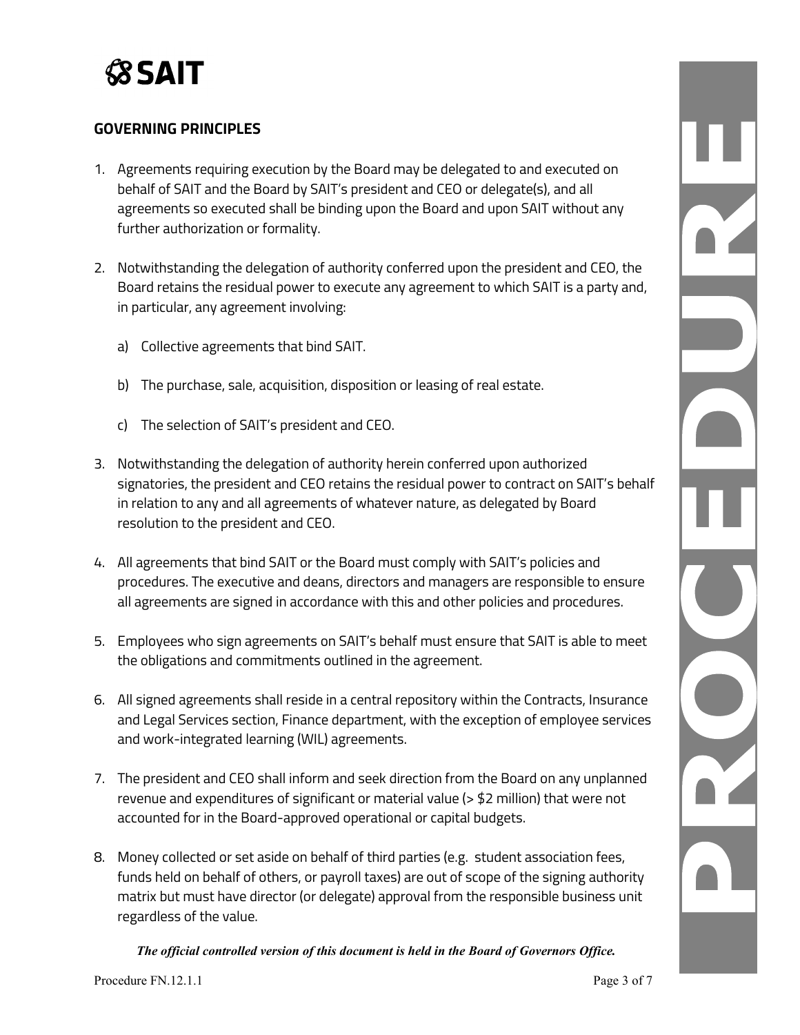## GOVERNING PRINCIPLES

1. Agreements requiring execution by the Board may be delegated to and executed on behalf of SAIT and the Board by SAIT's president and CEO or delegate(s), and all agreements so executed shall be binding upon the Board and upon SAIT without any further authorization or formality.

2. Notwithstanding the delegation of authority conferred upon the president and CEO, the Board retains the residual power to execute any agreement to which SAIT is a party and, in particular, any agreement involving:

   a) Collective agreements that bind SAIT.

   b) The purchase, sale, acquisition, disposition or leasing of real estate.

   c) The selection of SAIT's president and CEO.

3. Notwithstanding the delegation of authority herein conferred upon authorized signatories, the president and CEO retains the residual power to contract on SAIT's behalf in relation to any and all agreements of whatever nature, as delegated by Board resolution to the president and CEO.

4. All agreements that bind SAIT or the Board must comply with SAIT's policies and procedures. The executive and deans, directors and managers are responsible to ensure all agreements are signed in accordance with this and other policies and procedures.

5. Employees who sign agreements on SAIT's behalf must ensure that SAIT is able to meet the obligations and commitments outlined in the agreement.

6. All signed agreements shall reside in a central repository within the Contracts, Insurance and Legal Services section, Finance department, with the exception of employee services and work-integrated learning (WIL) agreements.

7. The president and CEO shall inform and seek direction from the Board on any unplanned revenue and expenditures of significant or material value (> $2 million) that were not accounted for in the Board-approved operational or capital budgets.

8. Money collected or set aside on behalf of third parties (e.g. student association fees, funds held on behalf of others, or payroll taxes) are out of scope of the signing authority matrix but must have director (or delegate) approval from the responsible business unit regardless of the value.

***The official controlled version of this document is held in the Board of Governors Office.***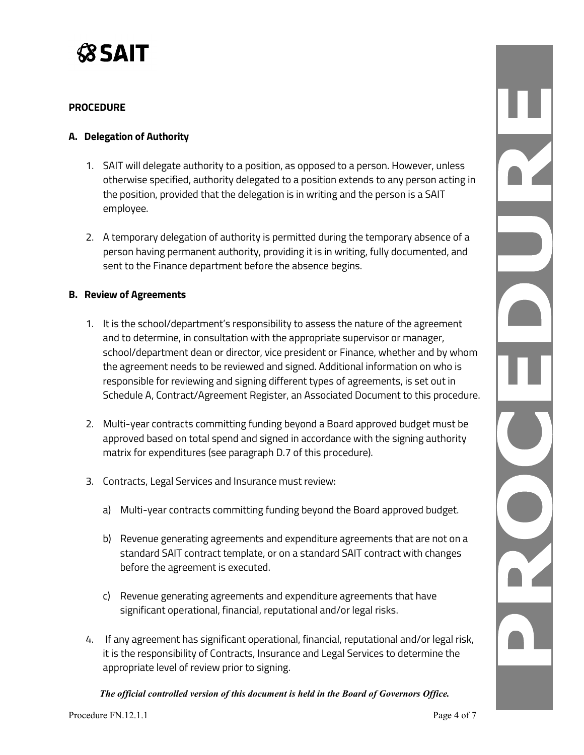## PROCEDURE

### A. Delegation of Authority

1. SAIT will delegate authority to a position, as opposed to a person. However, unless otherwise specified, authority delegated to a position extends to any person acting in the position, provided that the delegation is in writing and the person is a SAIT employee.

2. A temporary delegation of authority is permitted during the temporary absence of a person having permanent authority, providing it is in writing, fully documented, and sent to the Finance department before the absence begins.

### B. Review of Agreements

1. It is the school/department's responsibility to assess the nature of the agreement and to determine, in consultation with the appropriate supervisor or manager, school/department dean or director, vice president or Finance, whether and by whom the agreement needs to be reviewed and signed. Additional information on who is responsible for reviewing and signing different types of agreements, is set out in Schedule A, Contract/Agreement Register, an Associated Document to this procedure.

2. Multi-year contracts committing funding beyond a Board approved budget must be approved based on total spend and signed in accordance with the signing authority matrix for expenditures (see paragraph D.7 of this procedure).

3. Contracts, Legal Services and Insurance must review:

   a) Multi-year contracts committing funding beyond the Board approved budget.

   b) Revenue generating agreements and expenditure agreements that are not on a standard SAIT contract template, or on a standard SAIT contract with changes before the agreement is executed.

   c) Revenue generating agreements and expenditure agreements that have significant operational, financial, reputational and/or legal risks.

4. If any agreement has significant operational, financial, reputational and/or legal risk, it is the responsibility of Contracts, Insurance and Legal Services to determine the appropriate level of review prior to signing.

*The official controlled version of this document is held in the Board of Governors Office.*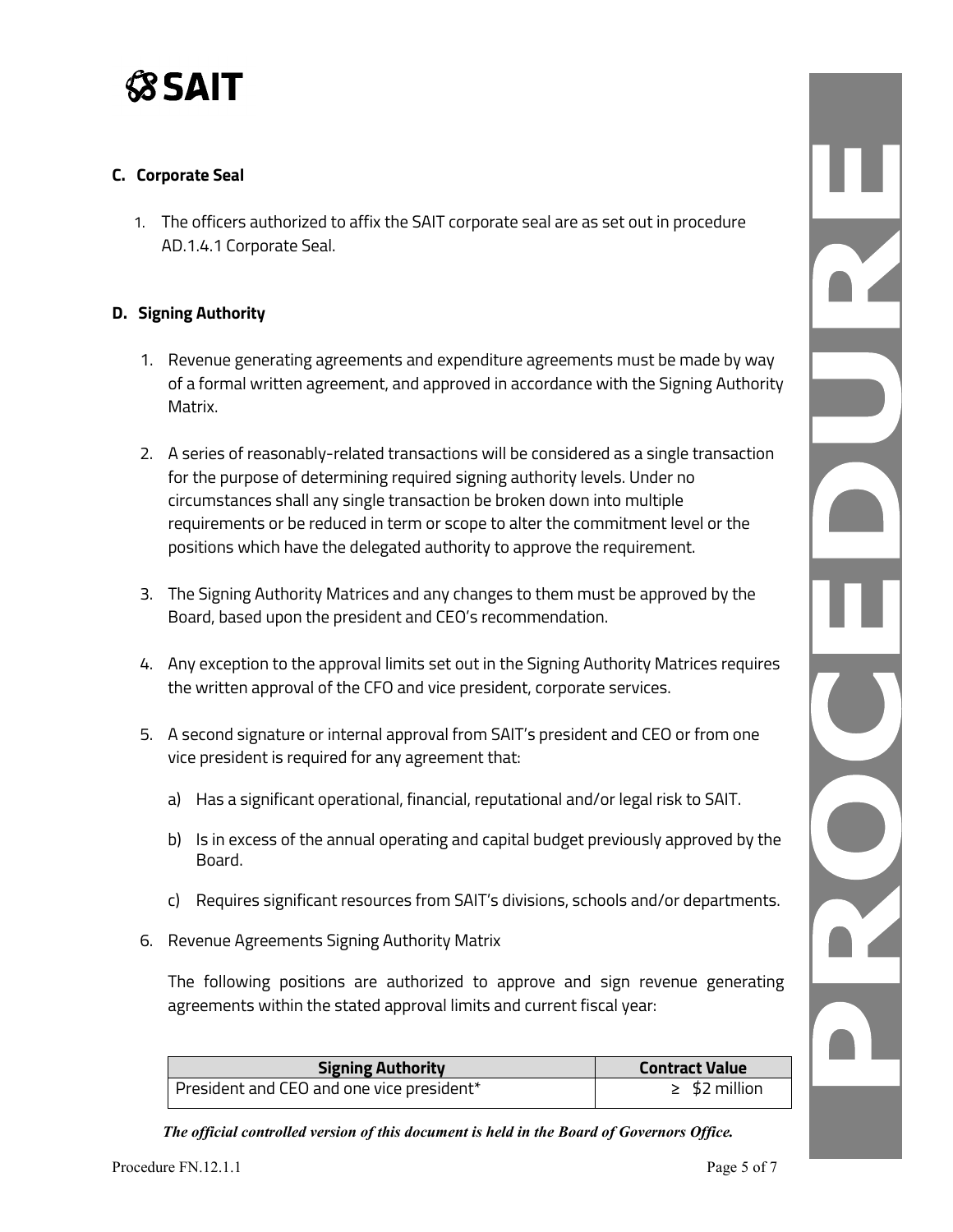### C. Corporate Seal

1. The officers authorized to affix the SAIT corporate seal are as set out in procedure AD.1.4.1 Corporate Seal.

### D. Signing Authority

1. Revenue generating agreements and expenditure agreements must be made by way of a formal written agreement, and approved in accordance with the Signing Authority Matrix.

2. A series of reasonably-related transactions will be considered as a single transaction for the purpose of determining required signing authority levels. Under no circumstances shall any single transaction be broken down into multiple requirements or be reduced in term or scope to alter the commitment level or the positions which have the delegated authority to approve the requirement.

3. The Signing Authority Matrices and any changes to them must be approved by the Board, based upon the president and CEO's recommendation.

4. Any exception to the approval limits set out in the Signing Authority Matrices requires the written approval of the CFO and vice president, corporate services.

5. A second signature or internal approval from SAIT's president and CEO or from one vice president is required for any agreement that:

   a) Has a significant operational, financial, reputational and/or legal risk to SAIT.

   b) Is in excess of the annual operating and capital budget previously approved by the Board.

   c) Requires significant resources from SAIT's divisions, schools and/or departments.

6. Revenue Agreements Signing Authority Matrix

   The following positions are authorized to approve and sign revenue generating agreements within the stated approval limits and current fiscal year:

| Signing Authority | Contract Value |
|---|---|
| President and CEO and one vice president* | ≥ $2 million |

*The official controlled version of this document is held in the Board of Governors Office.*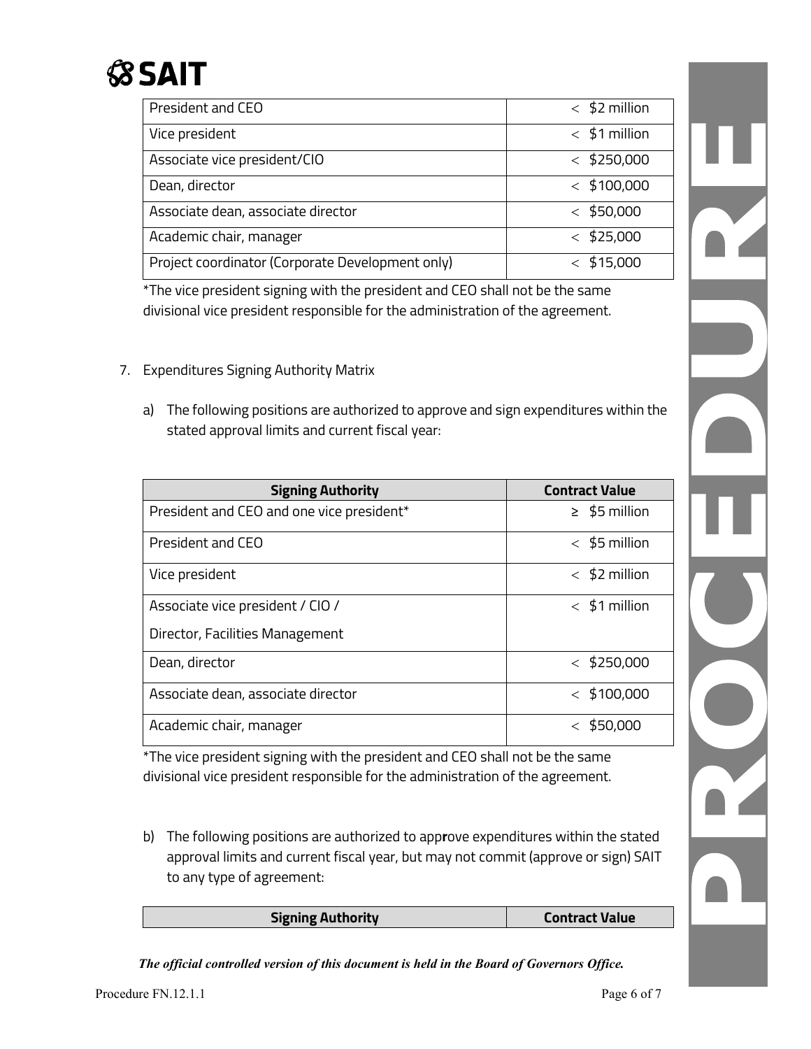| | |
|---|---|
| President and CEO | < \$2 million |
| Vice president | < \$1 million |
| Associate vice president/CIO | < \$250,000 |
| Dean, director | < \$100,000 |
| Associate dean, associate director | < \$50,000 |
| Academic chair, manager | < \$25,000 |
| Project coordinator (Corporate Development only) | < \$15,000 |

*The vice president signing with the president and CEO shall not be the same divisional vice president responsible for the administration of the agreement.

7. Expenditures Signing Authority Matrix

   a) The following positions are authorized to approve and sign expenditures within the stated approval limits and current fiscal year:

| Signing Authority | Contract Value |
|---|---|
| President and CEO and one vice president* | ≥ \$5 million |
| President and CEO | < \$5 million |
| Vice president | < \$2 million |
| Associate vice president / CIO / Director, Facilities Management | < \$1 million |
| Dean, director | < \$250,000 |
| Associate dean, associate director | < \$100,000 |
| Academic chair, manager | < \$50,000 |

*The vice president signing with the president and CEO shall not be the same divisional vice president responsible for the administration of the agreement.

   b) The following positions are authorized to approve expenditures within the stated approval limits and current fiscal year, but may not commit (approve or sign) SAIT to any type of agreement:

| Signing Authority | Contract Value |
|---|---|

*The official controlled version of this document is held in the Board of Governors Office.*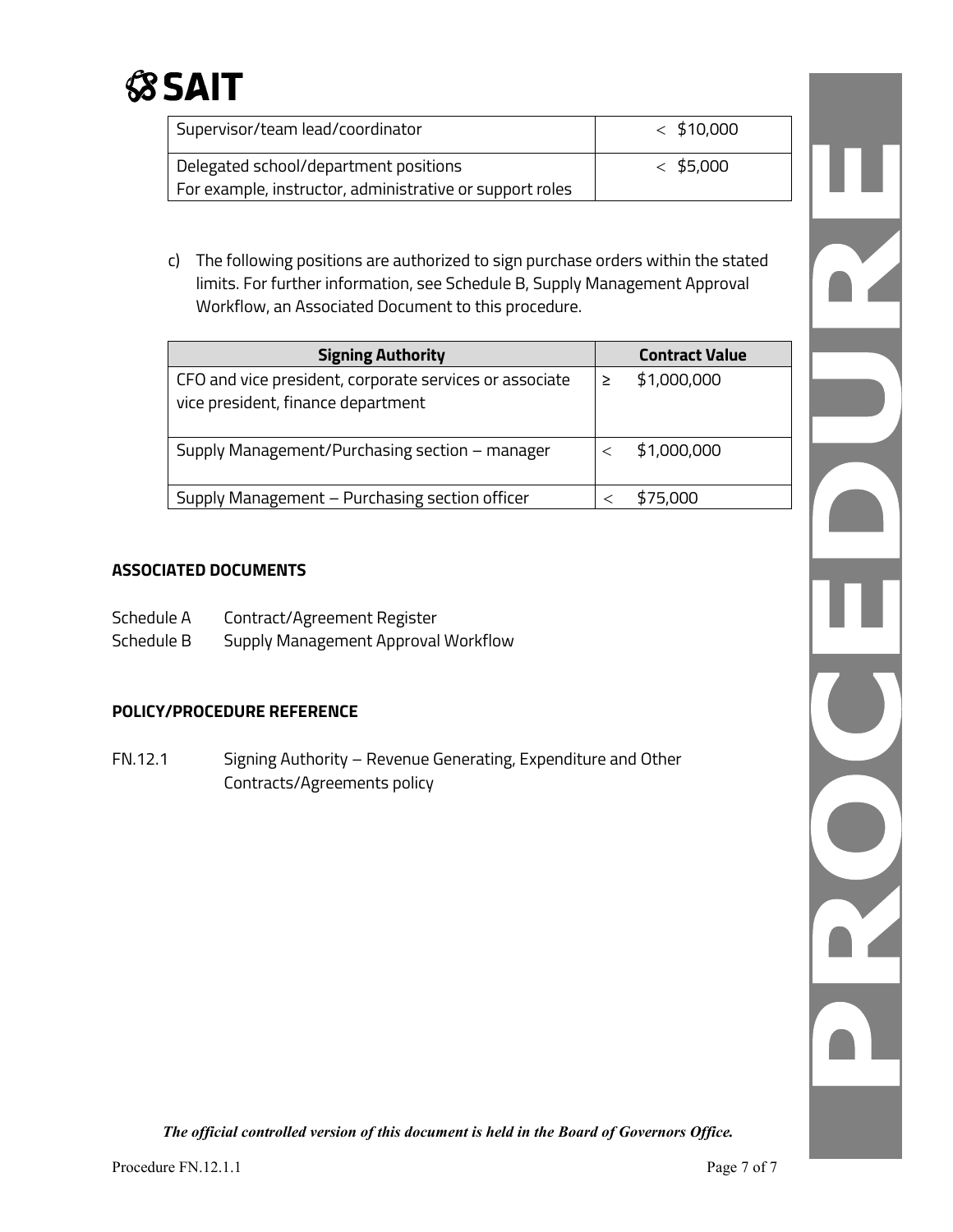| | |
|---|---|
| Supervisor/team lead/coordinator | < $10,000 |
| Delegated school/department positions<br>For example, instructor, administrative or support roles | < $5,000 |

c) The following positions are authorized to sign purchase orders within the stated limits. For further information, see Schedule B, Supply Management Approval Workflow, an Associated Document to this procedure.

| Signing Authority | Contract Value | |
|---|---|---|
| CFO and vice president, corporate services or associate vice president, finance department | ≥ | $1,000,000 |
| Supply Management/Purchasing section – manager | < | $1,000,000 |
| Supply Management – Purchasing section officer | < | $75,000 |

**ASSOCIATED DOCUMENTS**

Schedule A Contract/Agreement Register
Schedule B Supply Management Approval Workflow

**POLICY/PROCEDURE REFERENCE**

FN.12.1 Signing Authority – Revenue Generating, Expenditure and Other Contracts/Agreements policy

*The official controlled version of this document is held in the Board of Governors Office.*